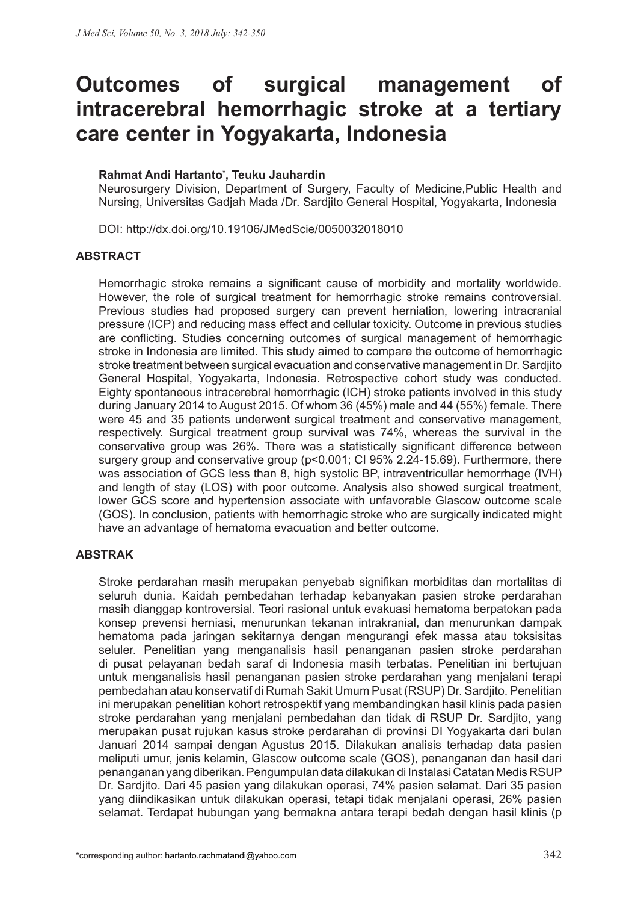# Outcomes of surgical management of intracerebral hemorrhagic stroke at a tertiary care center in Yogyakarta, Indonesia

**Rahmat Andi Hartanto*, Teuku Jauhardin**

Neurosurgery Division, Department of Surgery, Faculty of Medicine,Public Health and Nursing, Universitas Gadjah Mada /Dr. Sardjito General Hospital, Yogyakarta, Indonesia

DOI: http://dx.doi.org/10.19106/JMedScie/0050032018010

## ABSTRACT

Hemorrhagic stroke remains a significant cause of morbidity and mortality worldwide. However, the role of surgical treatment for hemorrhagic stroke remains controversial. Previous studies had proposed surgery can prevent herniation, lowering intracranial pressure (ICP) and reducing mass effect and cellular toxicity. Outcome in previous studies are conflicting. Studies concerning outcomes of surgical management of hemorrhagic stroke in Indonesia are limited. This study aimed to compare the outcome of hemorrhagic stroke treatment between surgical evacuation and conservative management in Dr. Sardjito General Hospital, Yogyakarta, Indonesia. Retrospective cohort study was conducted. Eighty spontaneous intracerebral hemorrhagic (ICH) stroke patients involved in this study during January 2014 to August 2015. Of whom 36 (45%) male and 44 (55%) female. There were 45 and 35 patients underwent surgical treatment and conservative management, respectively. Surgical treatment group survival was 74%, whereas the survival in the conservative group was 26%. There was a statistically significant difference between surgery group and conservative group ($p<0.001$; CI 95% 2.24-15.69). Furthermore, there was association of GCS less than 8, high systolic BP, intraventricullar hemorrhage (IVH) and length of stay (LOS) with poor outcome. Analysis also showed surgical treatment, lower GCS score and hypertension associate with unfavorable Glascow outcome scale (GOS). In conclusion, patients with hemorrhagic stroke who are surgically indicated might have an advantage of hematoma evacuation and better outcome.

## ABSTRAK

Stroke perdarahan masih merupakan penyebab signifikan morbiditas dan mortalitas di seluruh dunia. Kaidah pembedahan terhadap kebanyakan pasien stroke perdarahan masih dianggap kontroversial. Teori rasional untuk evakuasi hematoma berpatokan pada konsep prevensi herniasi, menurunkan tekanan intrakranial, dan menurunkan dampak hematoma pada jaringan sekitarnya dengan mengurangi efek massa atau toksisitas seluler. Penelitian yang menganalisis hasil penanganan pasien stroke perdarahan di pusat pelayanan bedah saraf di Indonesia masih terbatas. Penelitian ini bertujuan untuk menganalisis hasil penanganan pasien stroke perdarahan yang menjalani terapi pembedahan atau konservatif di Rumah Sakit Umum Pusat (RSUP) Dr. Sardjito. Penelitian ini merupakan penelitian kohort retrospektif yang membandingkan hasil klinis pada pasien stroke perdarahan yang menjalani pembedahan dan tidak di RSUP Dr. Sardjito, yang merupakan pusat rujukan kasus stroke perdarahan di provinsi DI Yogyakarta dari bulan Januari 2014 sampai dengan Agustus 2015. Dilakukan analisis terhadap data pasien meliputi umur, jenis kelamin, Glascow outcome scale (GOS), penanganan dan hasil dari penanganan yang diberikan. Pengumpulan data dilakukan di Instalasi Catatan Medis RSUP Dr. Sardjito. Dari 45 pasien yang dilakukan operasi, 74% pasien selamat. Dari 35 pasien yang diindikasikan untuk dilakukan operasi, tetapi tidak menjalani operasi, 26% pasien selamat. Terdapat hubungan yang bermakna antara terapi bedah dengan hasil klinis (p

*corresponding author: hartanto.rachmatandi@yahoo.com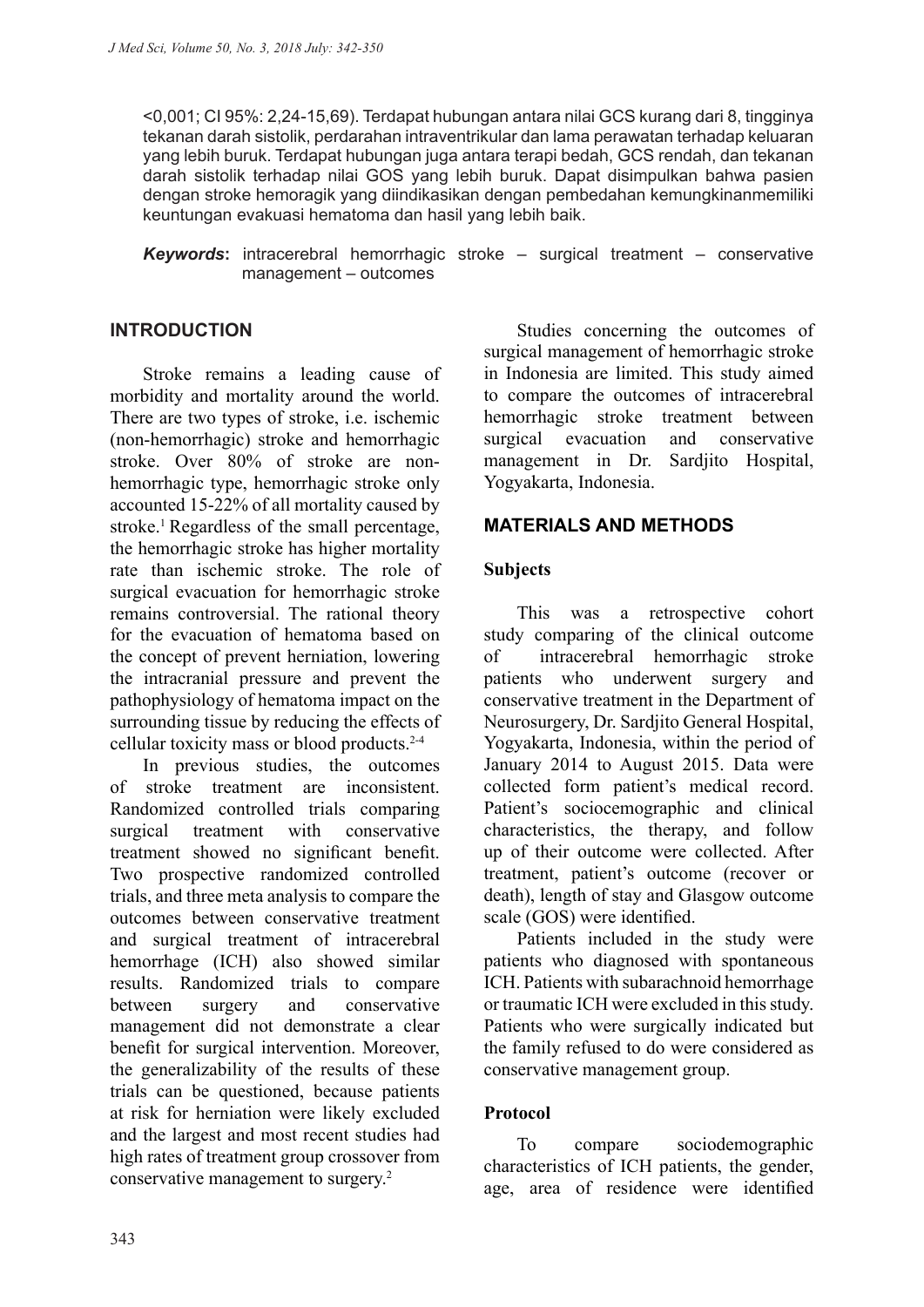<0,001; CI 95%: 2,24-15,69). Terdapat hubungan antara nilai GCS kurang dari 8, tingginya tekanan darah sistolik, perdarahan intraventrikular dan lama perawatan terhadap keluaran yang lebih buruk. Terdapat hubungan juga antara terapi bedah, GCS rendah, dan tekanan darah sistolik terhadap nilai GOS yang lebih buruk. Dapat disimpulkan bahwa pasien dengan stroke hemoragik yang diindikasikan dengan pembedahan kemungkinanmemiliki keuntungan evakuasi hematoma dan hasil yang lebih baik.

***Keywords***: intracerebral hemorrhagic stroke – surgical treatment – conservative management – outcomes

## INTRODUCTION

Stroke remains a leading cause of morbidity and mortality around the world. There are two types of stroke, i.e. ischemic (non-hemorrhagic) stroke and hemorrhagic stroke. Over 80% of stroke are non-hemorrhagic type, hemorrhagic stroke only accounted 15-22% of all mortality caused by stroke.[1] Regardless of the small percentage, the hemorrhagic stroke has higher mortality rate than ischemic stroke. The role of surgical evacuation for hemorrhagic stroke remains controversial. The rational theory for the evacuation of hematoma based on the concept of prevent herniation, lowering the intracranial pressure and prevent the pathophysiology of hematoma impact on the surrounding tissue by reducing the effects of cellular toxicity mass or blood products.[2-4]

In previous studies, the outcomes of stroke treatment are inconsistent. Randomized controlled trials comparing surgical treatment with conservative treatment showed no significant benefit. Two prospective randomized controlled trials, and three meta analysis to compare the outcomes between conservative treatment and surgical treatment of intracerebral hemorrhage (ICH) also showed similar results. Randomized trials to compare between surgery and conservative management did not demonstrate a clear benefit for surgical intervention. Moreover, the generalizability of the results of these trials can be questioned, because patients at risk for herniation were likely excluded and the largest and most recent studies had high rates of treatment group crossover from conservative management to surgery.[2]

Studies concerning the outcomes of surgical management of hemorrhagic stroke in Indonesia are limited. This study aimed to compare the outcomes of intracerebral hemorrhagic stroke treatment between surgical evacuation and conservative management in Dr. Sardjito Hospital, Yogyakarta, Indonesia.

## MATERIALS AND METHODS

### Subjects

This was a retrospective cohort study comparing of the clinical outcome of intracerebral hemorrhagic stroke patients who underwent surgery and conservative treatment in the Department of Neurosurgery, Dr. Sardjito General Hospital, Yogyakarta, Indonesia, within the period of January 2014 to August 2015. Data were collected form patient's medical record. Patient's sociocemographic and clinical characteristics, the therapy, and follow up of their outcome were collected. After treatment, patient's outcome (recover or death), length of stay and Glasgow outcome scale (GOS) were identified.

Patients included in the study were patients who diagnosed with spontaneous ICH. Patients with subarachnoid hemorrhage or traumatic ICH were excluded in this study. Patients who were surgically indicated but the family refused to do were considered as conservative management group.

### Protocol

To compare sociodemographic characteristics of ICH patients, the gender, age, area of residence were identified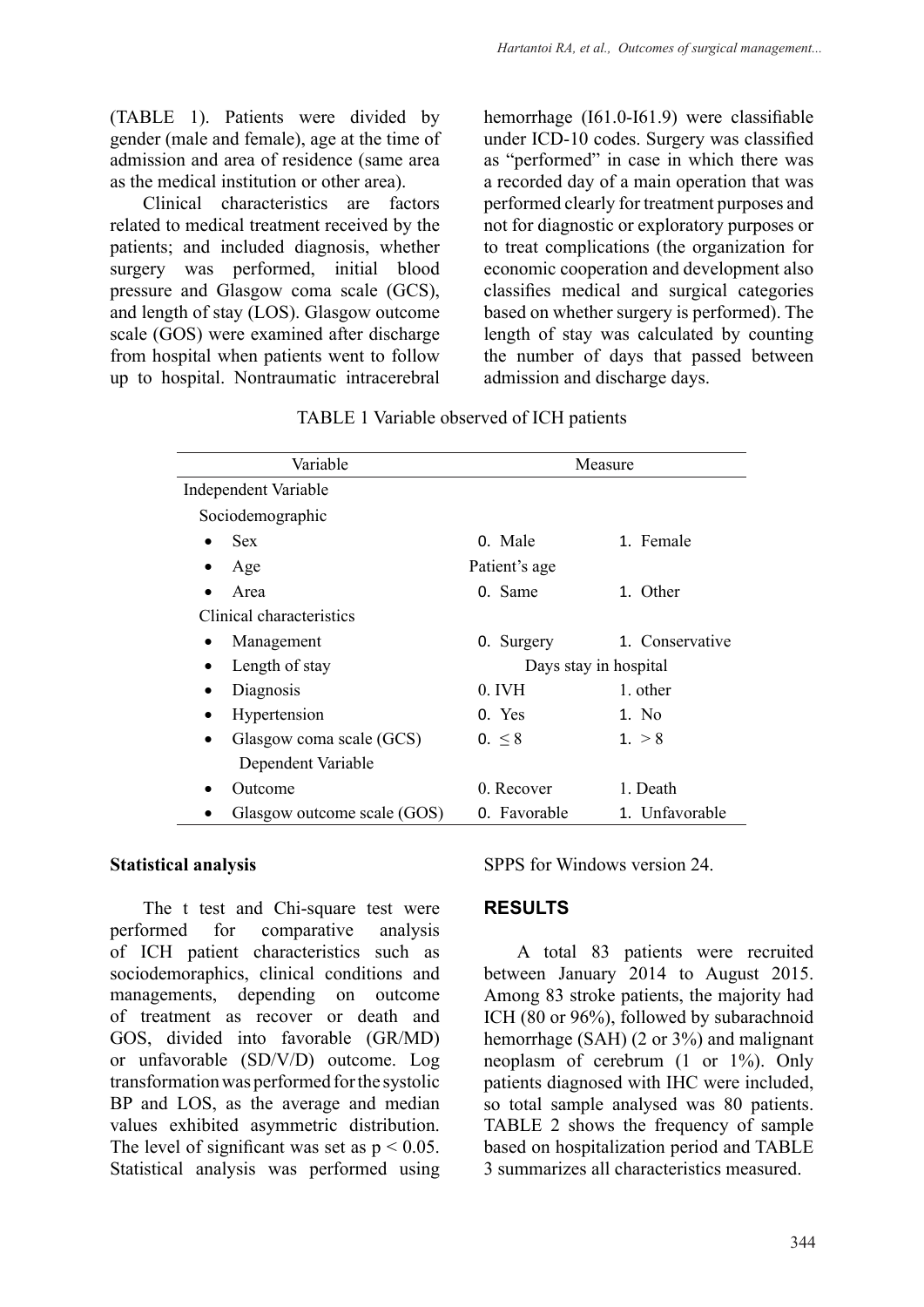(TABLE 1). Patients were divided by gender (male and female), age at the time of admission and area of residence (same area as the medical institution or other area).

Clinical characteristics are factors related to medical treatment received by the patients; and included diagnosis, whether surgery was performed, initial blood pressure and Glasgow coma scale (GCS), and length of stay (LOS). Glasgow outcome scale (GOS) were examined after discharge from hospital when patients went to follow up to hospital. Nontraumatic intracerebral hemorrhage (I61.0-I61.9) were classifiable under ICD-10 codes. Surgery was classified as "performed" in case in which there was a recorded day of a main operation that was performed clearly for treatment purposes and not for diagnostic or exploratory purposes or to treat complications (the organization for economic cooperation and development also classifies medical and surgical categories based on whether surgery is performed). The length of stay was calculated by counting the number of days that passed between admission and discharge days.

TABLE 1 Variable observed of ICH patients

| Variable | Measure | |
|---|---|---|
| Independent Variable | | |
| Sociodemographic | | |
| • Sex | 0. Male | 1. Female |
| • Age | Patient's age | |
| • Area | 0. Same | 1. Other |
| Clinical characteristics | | |
| • Management | 0. Surgery | 1. Conservative |
| • Length of stay | Days stay in hospital | |
| • Diagnosis | 0. IVH | 1. other |
| • Hypertension | 0. Yes | 1. No |
| • Glasgow coma scale (GCS) | 0. ≤ 8 | 1. > 8 |
| Dependent Variable | | |
| • Outcome | 0. Recover | 1. Death |
| • Glasgow outcome scale (GOS) | 0. Favorable | 1. Unfavorable |

**Statistical analysis**

The t test and Chi-square test were performed for comparative analysis of ICH patient characteristics such as sociodemoraphics, clinical conditions and managements, depending on outcome of treatment as recover or death and GOS, divided into favorable (GR/MD) or unfavorable (SD/V/D) outcome. Log transformation was performed for the systolic BP and LOS, as the average and median values exhibited asymmetric distribution. The level of significant was set as $p < 0.05$. Statistical analysis was performed using SPPS for Windows version 24.

## RESULTS

A total 83 patients were recruited between January 2014 to August 2015. Among 83 stroke patients, the majority had ICH (80 or 96%), followed by subarachnoid hemorrhage (SAH) (2 or 3%) and malignant neoplasm of cerebrum (1 or 1%). Only patients diagnosed with IHC were included, so total sample analysed was 80 patients. TABLE 2 shows the frequency of sample based on hospitalization period and TABLE 3 summarizes all characteristics measured.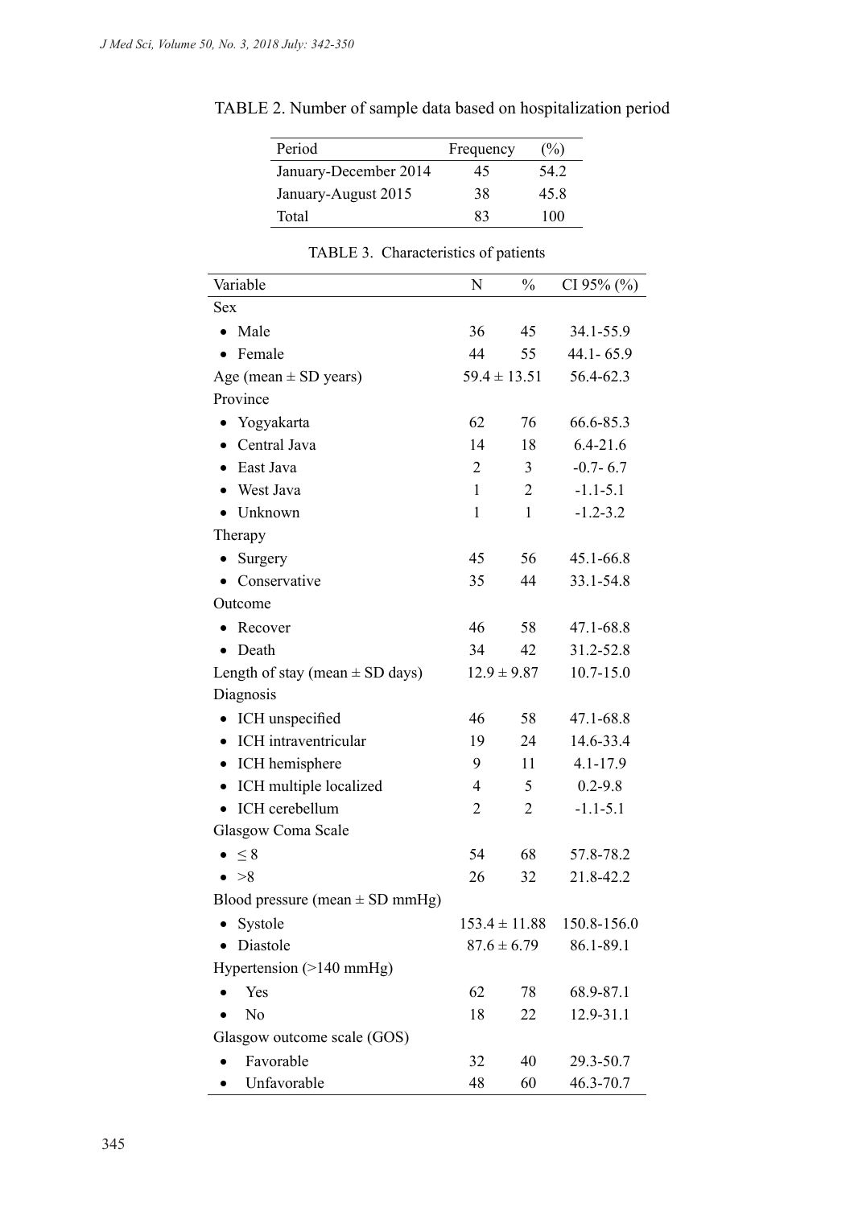TABLE 2. Number of sample data based on hospitalization period

| Period | Frequency | (%) |
|---|---|---|
| January-December 2014 | 45 | 54.2 |
| January-August 2015 | 38 | 45.8 |
| Total | 83 | 100 |

TABLE 3. Characteristics of patients

| Variable | N | % | CI 95% (%) |
|---|---|---|---|
| Sex | | | |
| • Male | 36 | 45 | 34.1-55.9 |
| • Female | 44 | 55 | 44.1- 65.9 |
| Age (mean ± SD years) | 59.4 ± 13.51 | | 56.4-62.3 |
| Province | | | |
| • Yogyakarta | 62 | 76 | 66.6-85.3 |
| • Central Java | 14 | 18 | 6.4-21.6 |
| • East Java | 2 | 3 | -0.7- 6.7 |
| • West Java | 1 | 2 | -1.1-5.1 |
| • Unknown | 1 | 1 | -1.2-3.2 |
| Therapy | | | |
| • Surgery | 45 | 56 | 45.1-66.8 |
| • Conservative | 35 | 44 | 33.1-54.8 |
| Outcome | | | |
| • Recover | 46 | 58 | 47.1-68.8 |
| • Death | 34 | 42 | 31.2-52.8 |
| Length of stay (mean ± SD days) | 12.9 ± 9.87 | | 10.7-15.0 |
| Diagnosis | | | |
| • ICH unspecified | 46 | 58 | 47.1-68.8 |
| • ICH intraventricular | 19 | 24 | 14.6-33.4 |
| • ICH hemisphere | 9 | 11 | 4.1-17.9 |
| • ICH multiple localized | 4 | 5 | 0.2-9.8 |
| • ICH cerebellum | 2 | 2 | -1.1-5.1 |
| Glasgow Coma Scale | | | |
| • ≤ 8 | 54 | 68 | 57.8-78.2 |
| • >8 | 26 | 32 | 21.8-42.2 |
| Blood pressure (mean ± SD mmHg) | | | |
| • Systole | 153.4 ± 11.88 | | 150.8-156.0 |
| • Diastole | 87.6 ± 6.79 | | 86.1-89.1 |
| Hypertension (>140 mmHg) | | | |
| • Yes | 62 | 78 | 68.9-87.1 |
| • No | 18 | 22 | 12.9-31.1 |
| Glasgow outcome scale (GOS) | | | |
| • Favorable | 32 | 40 | 29.3-50.7 |
| • Unfavorable | 48 | 60 | 46.3-70.7 |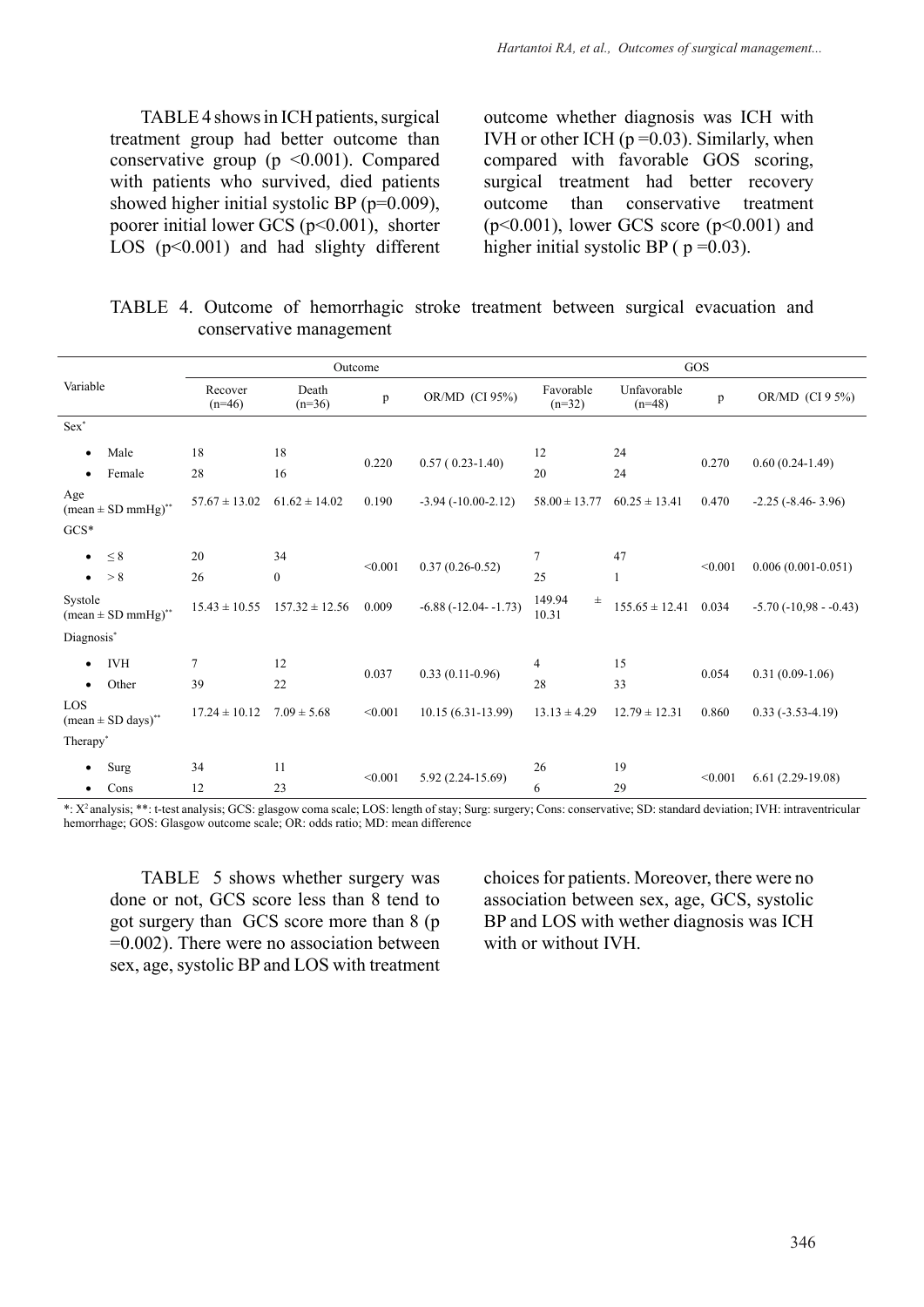TABLE 4 shows in ICH patients, surgical treatment group had better outcome than conservative group (p <0.001). Compared with patients who survived, died patients showed higher initial systolic BP (p=0.009), poorer initial lower GCS (p<0.001), shorter LOS (p<0.001) and had slighty different outcome whether diagnosis was ICH with IVH or other ICH (p =0.03). Similarly, when compared with favorable GOS scoring, surgical treatment had better recovery outcome than conservative treatment (p<0.001), lower GCS score (p<0.001) and higher initial systolic BP ( p =0.03).

TABLE 4. Outcome of hemorrhagic stroke treatment between surgical evacuation and conservative management

| Variable | Outcome | | | | GOS | | | |
|---|---|---|---|---|---|---|---|---|
| | Recover (n=46) | Death (n=36) | p | OR/MD (CI 95%) | Favorable (n=32) | Unfavorable (n=48) | p | OR/MD (CI 9 5%) |
| Sex* | | | | | | | | |
| • Male | 18 | 18 | 0.220 | 0.57 ( 0.23-1.40) | 12 | 24 | 0.270 | 0.60 (0.24-1.49) |
| • Female | 28 | 16 | | | 20 | 24 | | |
| Age (mean ± SD mmHg)** | 57.67 ± 13.02 | 61.62 ± 14.02 | 0.190 | -3.94 (-10.00-2.12) | 58.00 ± 13.77 | 60.25 ± 13.41 | 0.470 | -2.25 (-8.46- 3.96) |
| GCS* | | | | | | | | |
| • ≤ 8 | 20 | 34 | <0.001 | 0.37 (0.26-0.52) | 7 | 47 | <0.001 | 0.006 (0.001-0.051) |
| • > 8 | 26 | 0 | | | 25 | 1 | | |
| Systole (mean ± SD mmHg)** | 15.43 ± 10.55 | 157.32 ± 12.56 | 0.009 | -6.88 (-12.04- -1.73) | 149.94 ± 10.31 | 155.65 ± 12.41 | 0.034 | -5.70 (-10,98 - -0.43) |
| Diagnosis* | | | | | | | | |
| • IVH | 7 | 12 | 0.037 | 0.33 (0.11-0.96) | 4 | 15 | 0.054 | 0.31 (0.09-1.06) |
| • Other | 39 | 22 | | | 28 | 33 | | |
| LOS (mean ± SD days)** | 17.24 ± 10.12 | 7.09 ± 5.68 | <0.001 | 10.15 (6.31-13.99) | 13.13 ± 4.29 | 12.79 ± 12.31 | 0.860 | 0.33 (-3.53-4.19) |
| Therapy* | | | | | | | | |
| • Surg | 34 | 11 | <0.001 | 5.92 (2.24-15.69) | 26 | 19 | <0.001 | 6.61 (2.29-19.08) |
| • Cons | 12 | 23 | | | 6 | 29 | | |

*: $X^2$ analysis; **: t-test analysis; GCS: glasgow coma scale; LOS: length of stay; Surg: surgery; Cons: conservative; SD: standard deviation; IVH: intraventricular hemorrhage; GOS: Glasgow outcome scale; OR: odds ratio; MD: mean difference

TABLE 5 shows whether surgery was done or not, GCS score less than 8 tend to got surgery than GCS score more than 8 (p =0.002). There were no association between sex, age, systolic BP and LOS with treatment choices for patients. Moreover, there were no association between sex, age, GCS, systolic BP and LOS with wether diagnosis was ICH with or without IVH.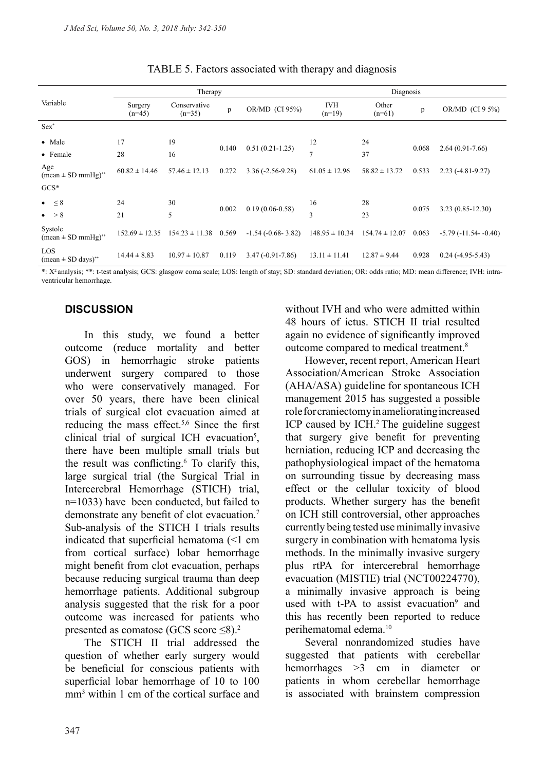TABLE 5. Factors associated with therapy and diagnosis

| Variable | Therapy | | | | Diagnosis | | | |
|---|---|---|---|---|---|---|---|---|
| | Surgery (n=45) | Conservative (n=35) | p | OR/MD (CI 95%) | IVH (n=19) | Other (n=61) | p | OR/MD (CI 9 5%) |
| Sex* | | | | | | | | |
| • Male | 17 | 19 | 0.140 | 0.51 (0.21-1.25) | 12 | 24 | 0.068 | 2.64 (0.91-7.66) |
| • Female | 28 | 16 | | | 7 | 37 | | |
| Age (mean ± SD mmHg)** | 60.82 ± 14.46 | 57.46 ± 12.13 | 0.272 | 3.36 (-2.56-9.28) | 61.05 ± 12.96 | 58.82 ± 13.72 | 0.533 | 2.23 (-4.81-9.27) |
| GCS* | | | | | | | | |
| • ≤ 8 | 24 | 30 | 0.002 | 0.19 (0.06-0.58) | 16 | 28 | 0.075 | 3.23 (0.85-12.30) |
| • > 8 | 21 | 5 | | | 3 | 23 | | |
| Systole (mean ± SD mmHg)** | 152.69 ± 12.35 | 154.23 ± 11.38 | 0.569 | -1.54 (-0.68- 3.82) | 148.95 ± 10.34 | 154.74 ± 12.07 | 0.063 | -5.79 (-11.54- -0.40) |
| LOS (mean ± SD days)** | 14.44 ± 8.83 | 10.97 ± 10.87 | 0.119 | 3.47 (-0.91-7.86) | 13.11 ± 11.41 | 12.87 ± 9.44 | 0.928 | 0.24 (-4.95-5.43) |

*: $X^2$ analysis; **: t-test analysis; GCS: glasgow coma scale; LOS: length of stay; SD: standard deviation; OR: odds ratio; MD: mean difference; IVH: intraventricular hemorrhage.

## DISCUSSION

In this study, we found a better outcome (reduce mortality and better GOS) in hemorrhagic stroke patients underwent surgery compared to those who were conservatively managed. For over 50 years, there have been clinical trials of surgical clot evacuation aimed at reducing the mass effect.[5,6] Since the first clinical trial of surgical ICH evacuation[5], there have been multiple small trials but the result was conflicting.[6] To clarify this, large surgical trial (the Surgical Trial in Intercerebral Hemorrhage (STICH) trial, n=1033) have been conducted, but failed to demonstrate any benefit of clot evacuation.[7] Sub-analysis of the STICH I trials results indicated that superficial hematoma (<1 cm from cortical surface) lobar hemorrhage might benefit from clot evacuation, perhaps because reducing surgical trauma than deep hemorrhage patients. Additional subgroup analysis suggested that the risk for a poor outcome was increased for patients who presented as comatose (GCS score ≤8).[2]

The STICH II trial addressed the question of whether early surgery would be beneficial for conscious patients with superficial lobar hemorrhage of 10 to 100 $mm^3$ within 1 cm of the cortical surface and without IVH and who were admitted within 48 hours of ictus. STICH II trial resulted again no evidence of significantly improved outcome compared to medical treatment.[8]

However, recent report, American Heart Association/American Stroke Association (AHA/ASA) guideline for spontaneous ICH management 2015 has suggested a possible role for craniectomy in ameliorating increased ICP caused by ICH.[2] The guideline suggest that surgery give benefit for preventing herniation, reducing ICP and decreasing the pathophysiological impact of the hematoma on surrounding tissue by decreasing mass effect or the cellular toxicity of blood products. Whether surgery has the benefit on ICH still controversial, other approaches currently being tested use minimally invasive surgery in combination with hematoma lysis methods. In the minimally invasive surgery plus rtPA for intercerebral hemorrhage evacuation (MISTIE) trial (NCT00224770), a minimally invasive approach is being used with t-PA to assist evacuation[9] and this has recently been reported to reduce perihematomal edema.[10]

Several nonrandomized studies have suggested that patients with cerebellar hemorrhages >3 cm in diameter or patients in whom cerebellar hemorrhage is associated with brainstem compression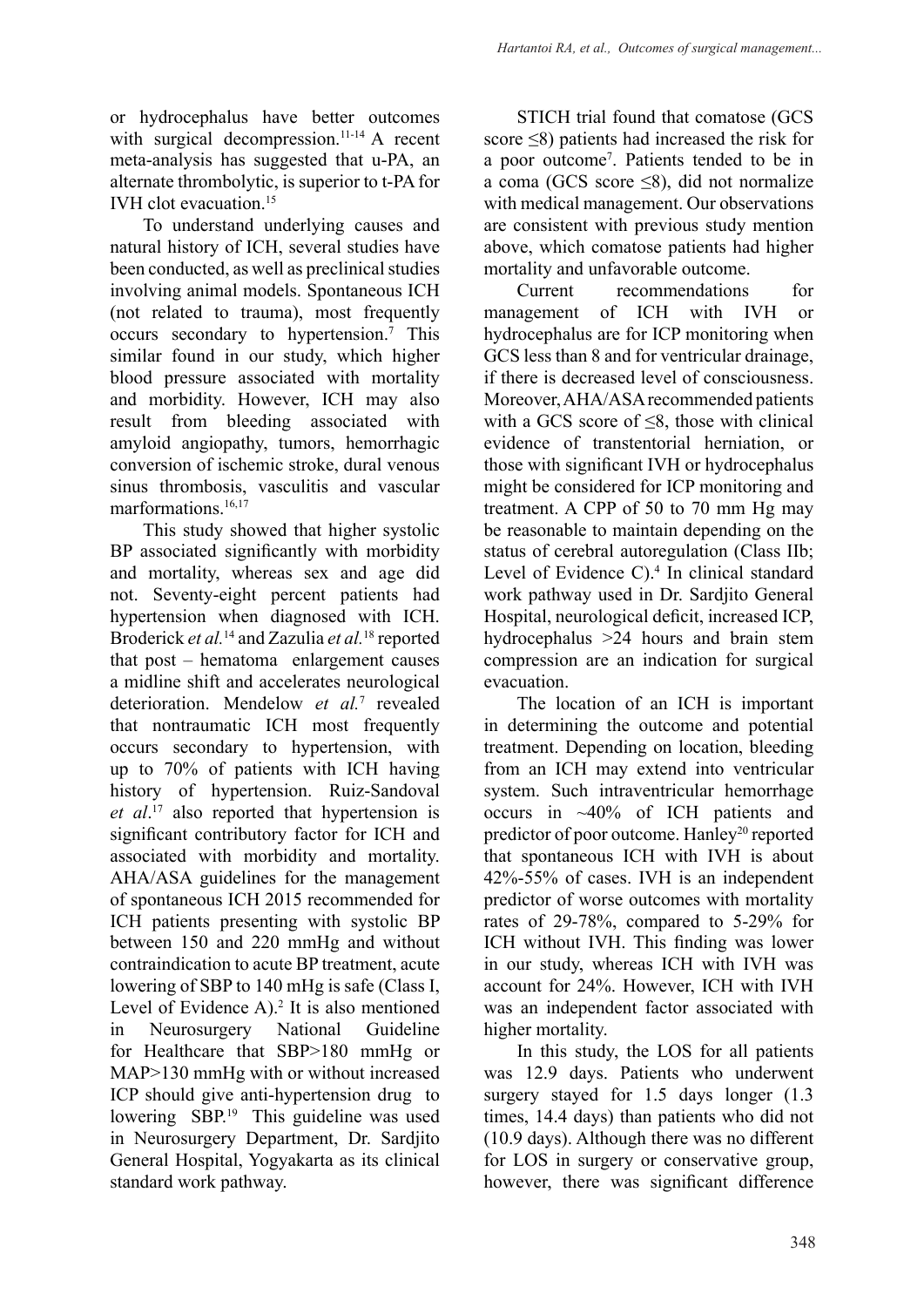or hydrocephalus have better outcomes with surgical decompression.[11-14] A recent meta-analysis has suggested that u-PA, an alternate thrombolytic, is superior to t-PA for IVH clot evacuation.[15]

To understand underlying causes and natural history of ICH, several studies have been conducted, as well as preclinical studies involving animal models. Spontaneous ICH (not related to trauma), most frequently occurs secondary to hypertension.[7] This similar found in our study, which higher blood pressure associated with mortality and morbidity. However, ICH may also result from bleeding associated with amyloid angiopathy, tumors, hemorrhagic conversion of ischemic stroke, dural venous sinus thrombosis, vasculitis and vascular marformations.[16,17]

This study showed that higher systolic BP associated significantly with morbidity and mortality, whereas sex and age did not. Seventy-eight percent patients had hypertension when diagnosed with ICH. Broderick *et al.*[14] and Zazulia *et al.*[18] reported that post – hematoma enlargement causes a midline shift and accelerates neurological deterioration. Mendelow *et al.*[7] revealed that nontraumatic ICH most frequently occurs secondary to hypertension, with up to 70% of patients with ICH having history of hypertension. Ruiz-Sandoval *et al*.[17] also reported that hypertension is significant contributory factor for ICH and associated with morbidity and mortality. AHA/ASA guidelines for the management of spontaneous ICH 2015 recommended for ICH patients presenting with systolic BP between 150 and 220 mmHg and without contraindication to acute BP treatment, acute lowering of SBP to 140 mHg is safe (Class I, Level of Evidence A).[2] It is also mentioned in Neurosurgery National Guideline for Healthcare that SBP>180 mmHg or MAP>130 mmHg with or without increased ICP should give anti-hypertension drug to lowering SBP.[19] This guideline was used in Neurosurgery Department, Dr. Sardjito General Hospital, Yogyakarta as its clinical standard work pathway.

STICH trial found that comatose (GCS score ≤8) patients had increased the risk for a poor outcome[7]. Patients tended to be in a coma (GCS score ≤8), did not normalize with medical management. Our observations are consistent with previous study mention above, which comatose patients had higher mortality and unfavorable outcome.

Current recommendations for management of ICH with IVH or hydrocephalus are for ICP monitoring when GCS less than 8 and for ventricular drainage, if there is decreased level of consciousness. Moreover, AHA/ASA recommended patients with a GCS score of ≤8, those with clinical evidence of transtentorial herniation, or those with significant IVH or hydrocephalus might be considered for ICP monitoring and treatment. A CPP of 50 to 70 mm Hg may be reasonable to maintain depending on the status of cerebral autoregulation (Class IIb; Level of Evidence C).[4] In clinical standard work pathway used in Dr. Sardjito General Hospital, neurological deficit, increased ICP, hydrocephalus >24 hours and brain stem compression are an indication for surgical evacuation.

The location of an ICH is important in determining the outcome and potential treatment. Depending on location, bleeding from an ICH may extend into ventricular system. Such intraventricular hemorrhage occurs in ~40% of ICH patients and predictor of poor outcome. Hanley[20] reported that spontaneous ICH with IVH is about 42%-55% of cases. IVH is an independent predictor of worse outcomes with mortality rates of 29-78%, compared to 5-29% for ICH without IVH. This finding was lower in our study, whereas ICH with IVH was account for 24%. However, ICH with IVH was an independent factor associated with higher mortality.

In this study, the LOS for all patients was 12.9 days. Patients who underwent surgery stayed for 1.5 days longer (1.3 times, 14.4 days) than patients who did not (10.9 days). Although there was no different for LOS in surgery or conservative group, however, there was significant difference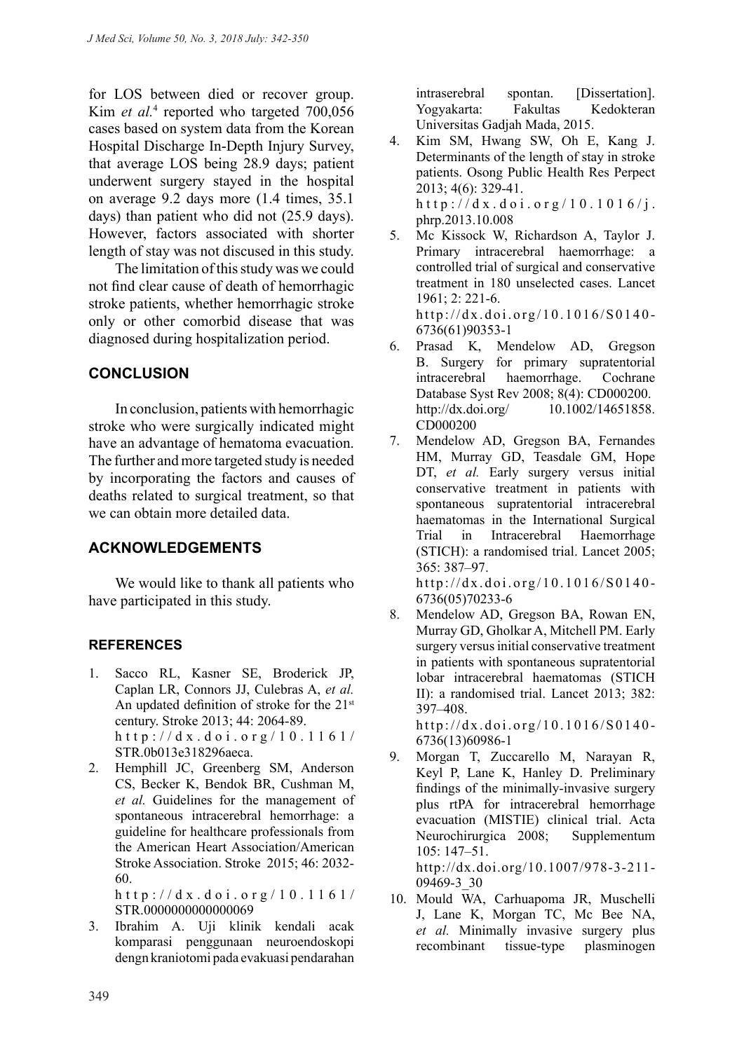for LOS between died or recover group. Kim *et al.*[4] reported who targeted 700,056 cases based on system data from the Korean Hospital Discharge In-Depth Injury Survey, that average LOS being 28.9 days; patient underwent surgery stayed in the hospital on average 9.2 days more (1.4 times, 35.1 days) than patient who did not (25.9 days). However, factors associated with shorter length of stay was not discused in this study.

The limitation of this study was we could not find clear cause of death of hemorrhagic stroke patients, whether hemorrhagic stroke only or other comorbid disease that was diagnosed during hospitalization period.

## CONCLUSION

In conclusion, patients with hemorrhagic stroke who were surgically indicated might have an advantage of hematoma evacuation. The further and more targeted study is needed by incorporating the factors and causes of deaths related to surgical treatment, so that we can obtain more detailed data.

## ACKNOWLEDGEMENTS

We would like to thank all patients who have participated in this study.

## REFERENCES

1. Sacco RL, Kasner SE, Broderick JP, Caplan LR, Connors JJ, Culebras A, *et al.* An updated definition of stroke for the 21st century. Stroke 2013; 44: 2064-89. http://dx.doi.org/10.1161/STR.0b013e318296aeca.
2. Hemphill JC, Greenberg SM, Anderson CS, Becker K, Bendok BR, Cushman M, *et al.* Guidelines for the management of spontaneous intracerebral hemorrhage: a guideline for healthcare professionals from the American Heart Association/American Stroke Association. Stroke 2015; 46: 2032-60. http://dx.doi.org/10.1161/STR.0000000000000069
3. Ibrahim A. Uji klinik kendali acak komparasi penggunaan neuroendoskopi dengn kraniotomi pada evakuasi pendarahan intraserebral spontan. [Dissertation]. Yogyakarta: Fakultas Kedokteran Universitas Gadjah Mada, 2015.
4. Kim SM, Hwang SW, Oh E, Kang J. Determinants of the length of stay in stroke patients. Osong Public Health Res Perpect 2013; 4(6): 329-41. http://dx.doi.org/10.1016/j.phrp.2013.10.008
5. Mc Kissock W, Richardson A, Taylor J. Primary intracerebral haemorrhage: a controlled trial of surgical and conservative treatment in 180 unselected cases. Lancet 1961; 2: 221-6. http://dx.doi.org/10.1016/S0140-6736(61)90353-1
6. Prasad K, Mendelow AD, Gregson B. Surgery for primary supratentorial intracerebral haemorrhage. Cochrane Database Syst Rev 2008; 8(4): CD000200. http://dx.doi.org/ 10.1002/14651858.CD000200
7. Mendelow AD, Gregson BA, Fernandes HM, Murray GD, Teasdale GM, Hope DT, *et al.* Early surgery versus initial conservative treatment in patients with spontaneous supratentorial intracerebral haematomas in the International Surgical Trial in Intracerebral Haemorrhage (STICH): a randomised trial. Lancet 2005; 365: 387–97. http://dx.doi.org/10.1016/S0140-6736(05)70233-6
8. Mendelow AD, Gregson BA, Rowan EN, Murray GD, Gholkar A, Mitchell PM. Early surgery versus initial conservative treatment in patients with spontaneous supratentorial lobar intracerebral haematomas (STICH II): a randomised trial. Lancet 2013; 382: 397–408. http://dx.doi.org/10.1016/S0140-6736(13)60986-1
9. Morgan T, Zuccarello M, Narayan R, Keyl P, Lane K, Hanley D. Preliminary findings of the minimally-invasive surgery plus rtPA for intracerebral hemorrhage evacuation (MISTIE) clinical trial. Acta Neurochirurgica 2008; Supplementum 105: 147–51. http://dx.doi.org/10.1007/978-3-211-09469-3_30
10. Mould WA, Carhuapoma JR, Muschelli J, Lane K, Morgan TC, Mc Bee NA, *et al.* Minimally invasive surgery plus recombinant tissue-type plasminogen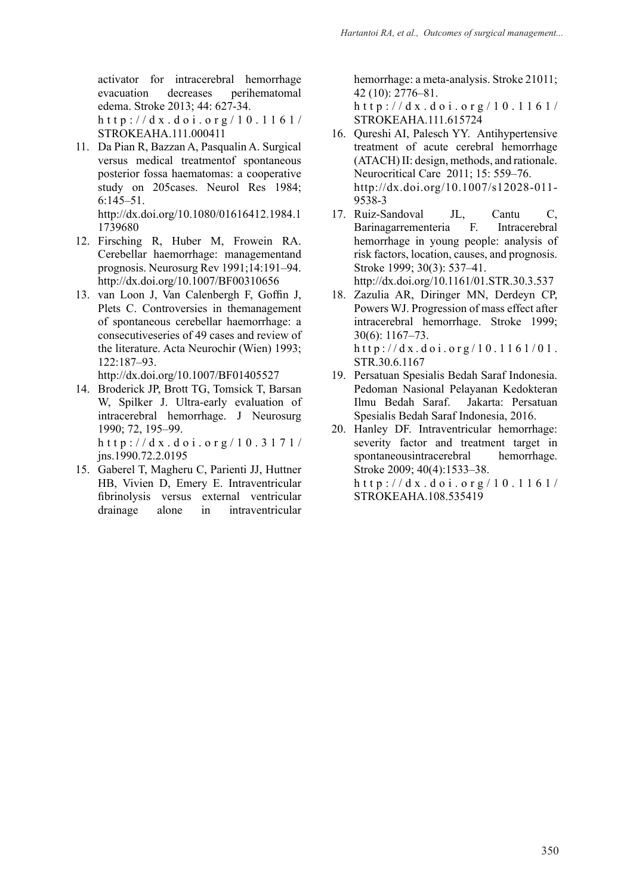activator for intracerebral hemorrhage evacuation decreases perihematomal edema. Stroke 2013; 44: 627-34. http://dx.doi.org/10.1161/STROKEAHA.111.000411

11. Da Pian R, Bazzan A, Pasqualin A. Surgical versus medical treatmentof spontaneous posterior fossa haematomas: a cooperative study on 205cases. Neurol Res 1984; 6:145–51. http://dx.doi.org/10.1080/01616412.1984.11739680
12. Firsching R, Huber M, Frowein RA. Cerebellar haemorrhage: managementand prognosis. Neurosurg Rev 1991;14:191–94. http://dx.doi.org/10.1007/BF00310656
13. van Loon J, Van Calenbergh F, Goffin J, Plets C. Controversies in themanagement of spontaneous cerebellar haemorrhage: a consecutiveseries of 49 cases and review of the literature. Acta Neurochir (Wien) 1993; 122:187–93. http://dx.doi.org/10.1007/BF01405527
14. Broderick JP, Brott TG, Tomsick T, Barsan W, Spilker J. Ultra-early evaluation of intracerebral hemorrhage. J Neurosurg 1990; 72, 195–99. http://dx.doi.org/10.3171/jns.1990.72.2.0195
15. Gaberel T, Magheru C, Parienti JJ, Huttner HB, Vivien D, Emery E. Intraventricular fibrinolysis versus external ventricular drainage alone in intraventricular hemorrhage: a meta-analysis. Stroke 21011; 42 (10): 2776–81. http://dx.doi.org/10.1161/STROKEAHA.111.615724
16. Qureshi AI, Palesch YY. Antihypertensive treatment of acute cerebral hemorrhage (ATACH) II: design, methods, and rationale. Neurocritical Care 2011; 15: 559–76. http://dx.doi.org/10.1007/s12028-011-9538-3
17. Ruiz-Sandoval JL, Cantu C, Barinagarrementeria F. Intracerebral hemorrhage in young people: analysis of risk factors, location, causes, and prognosis. Stroke 1999; 30(3): 537–41. http://dx.doi.org/10.1161/01.STR.30.3.537
18. Zazulia AR, Diringer MN, Derdeyn CP, Powers WJ. Progression of mass effect after intracerebral hemorrhage. Stroke 1999; 30(6): 1167–73. http://dx.doi.org/10.1161/01.STR.30.6.1167
19. Persatuan Spesialis Bedah Saraf Indonesia. Pedoman Nasional Pelayanan Kedokteran Ilmu Bedah Saraf. Jakarta: Persatuan Spesialis Bedah Saraf Indonesia, 2016.
20. Hanley DF. Intraventricular hemorrhage: severity factor and treatment target in spontaneousintracerebral hemorrhage. Stroke 2009; 40(4):1533–38. http://dx.doi.org/10.1161/STROKEAHA.108.535419